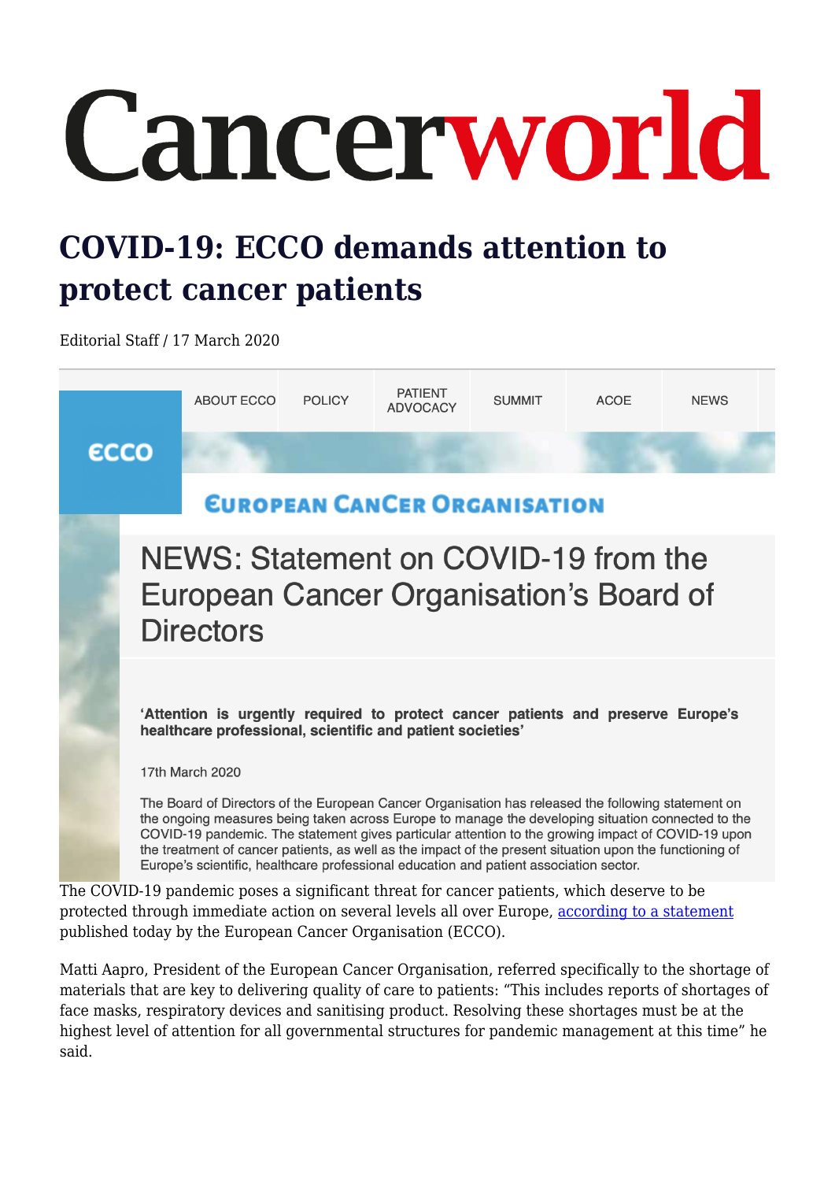# Cancerworld

## COVID-19: ECCO demands attention to protect cancer patients

Editorial Staff / 17 March 2020

ABOUT ECCO | POLICY | PATIENT ADVOCACY | SUMMIT | ACOE | NEWS

ECCO

EUROPEAN CANCER ORGANISATION

### NEWS: Statement on COVID-19 from the European Cancer Organisation's Board of Directors

**'Attention is urgently required to protect cancer patients and preserve Europe's healthcare professional, scientific and patient societies'**

17th March 2020

The Board of Directors of the European Cancer Organisation has released the following statement on the ongoing measures being taken across Europe to manage the developing situation connected to the COVID-19 pandemic. The statement gives particular attention to the growing impact of COVID-19 upon the treatment of cancer patients, as well as the impact of the present situation upon the functioning of Europe's scientific, healthcare professional education and patient association sector.

The COVID-19 pandemic poses a significant threat for cancer patients, which deserve to be protected through immediate action on several levels all over Europe, according to a statement published today by the European Cancer Organisation (ECCO).

Matti Aapro, President of the European Cancer Organisation, referred specifically to the shortage of materials that are key to delivering quality of care to patients: "This includes reports of shortages of face masks, respiratory devices and sanitising product. Resolving these shortages must be at the highest level of attention for all governmental structures for pandemic management at this time" he said.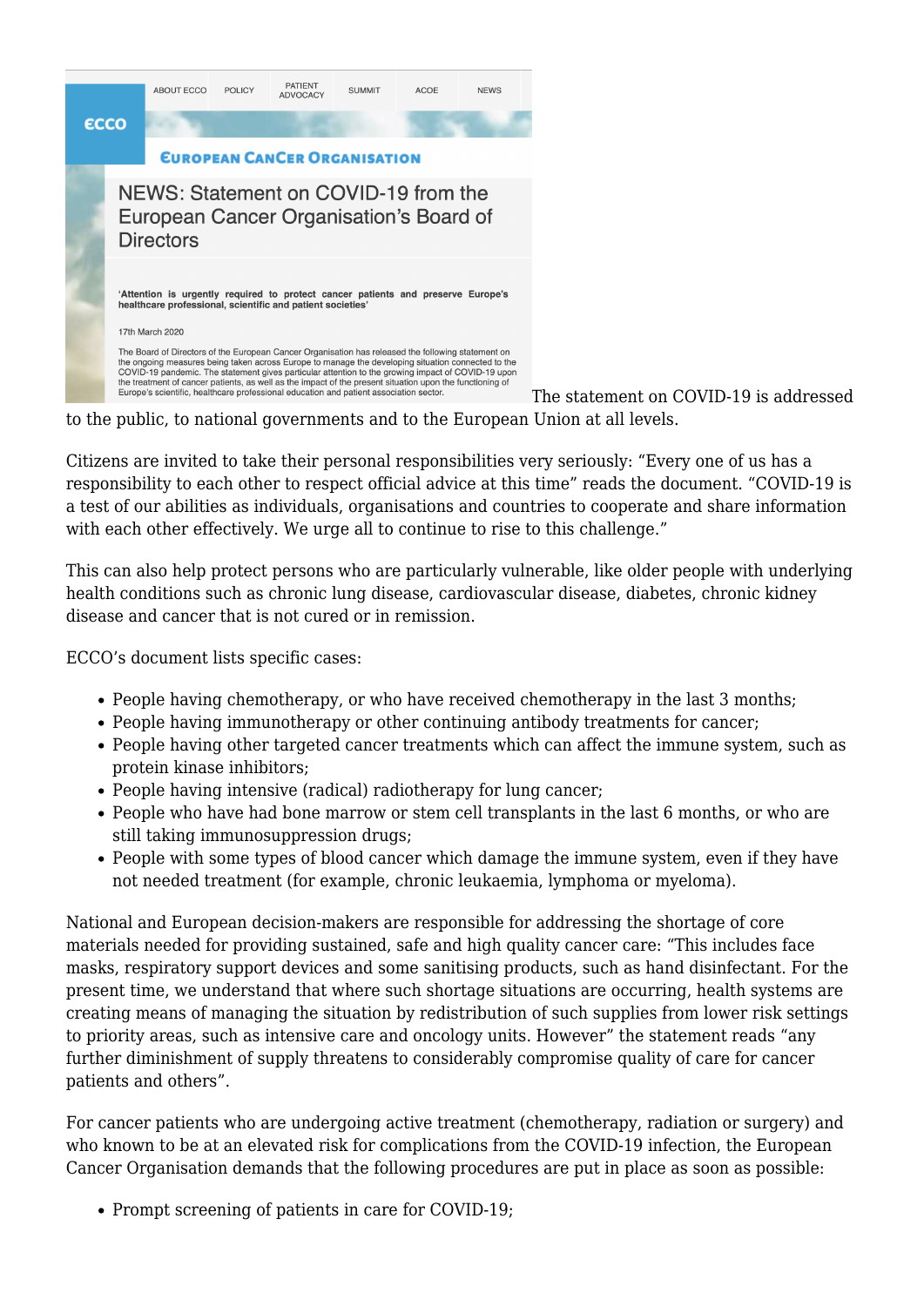The statement on COVID-19 is addressed to the public, to national governments and to the European Union at all levels.

Citizens are invited to take their personal responsibilities very seriously: "Every one of us has a responsibility to each other to respect official advice at this time" reads the document. "COVID-19 is a test of our abilities as individuals, organisations and countries to cooperate and share information with each other effectively. We urge all to continue to rise to this challenge."

This can also help protect persons who are particularly vulnerable, like older people with underlying health conditions such as chronic lung disease, cardiovascular disease, diabetes, chronic kidney disease and cancer that is not cured or in remission.

ECCO's document lists specific cases:

- People having chemotherapy, or who have received chemotherapy in the last 3 months;
- People having immunotherapy or other continuing antibody treatments for cancer;
- People having other targeted cancer treatments which can affect the immune system, such as protein kinase inhibitors;
- People having intensive (radical) radiotherapy for lung cancer;
- People who have had bone marrow or stem cell transplants in the last 6 months, or who are still taking immunosuppression drugs;
- People with some types of blood cancer which damage the immune system, even if they have not needed treatment (for example, chronic leukaemia, lymphoma or myeloma).

National and European decision-makers are responsible for addressing the shortage of core materials needed for providing sustained, safe and high quality cancer care: "This includes face masks, respiratory support devices and some sanitising products, such as hand disinfectant. For the present time, we understand that where such shortage situations are occurring, health systems are creating means of managing the situation by redistribution of such supplies from lower risk settings to priority areas, such as intensive care and oncology units. However" the statement reads "any further diminishment of supply threatens to considerably compromise quality of care for cancer patients and others".

For cancer patients who are undergoing active treatment (chemotherapy, radiation or surgery) and who known to be at an elevated risk for complications from the COVID-19 infection, the European Cancer Organisation demands that the following procedures are put in place as soon as possible:

- Prompt screening of patients in care for COVID-19;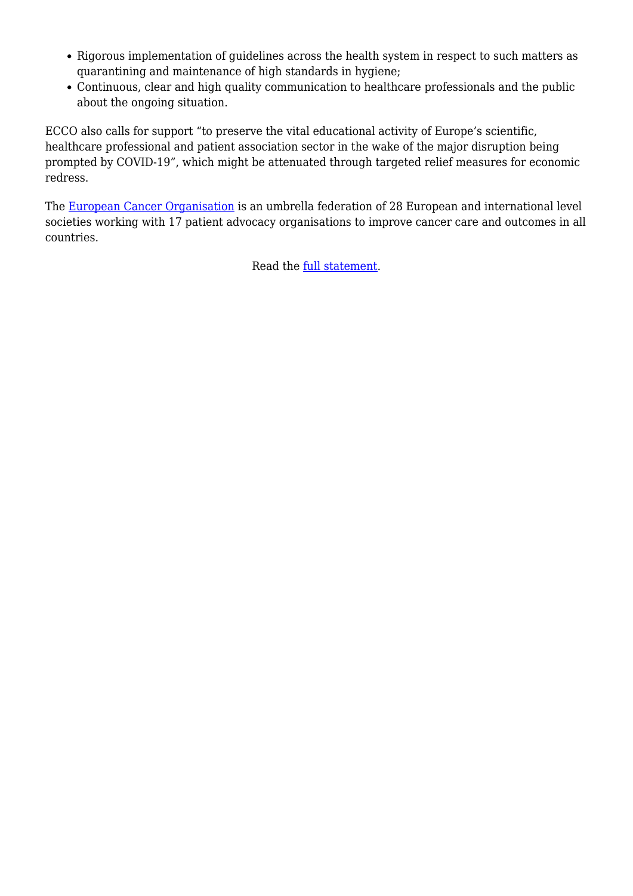- Rigorous implementation of guidelines across the health system in respect to such matters as quarantining and maintenance of high standards in hygiene;
- Continuous, clear and high quality communication to healthcare professionals and the public about the ongoing situation.

ECCO also calls for support "to preserve the vital educational activity of Europe's scientific, healthcare professional and patient association sector in the wake of the major disruption being prompted by COVID-19", which might be attenuated through targeted relief measures for economic redress.

The European Cancer Organisation is an umbrella federation of 28 European and international level societies working with 17 patient advocacy organisations to improve cancer care and outcomes in all countries.

Read the full statement.